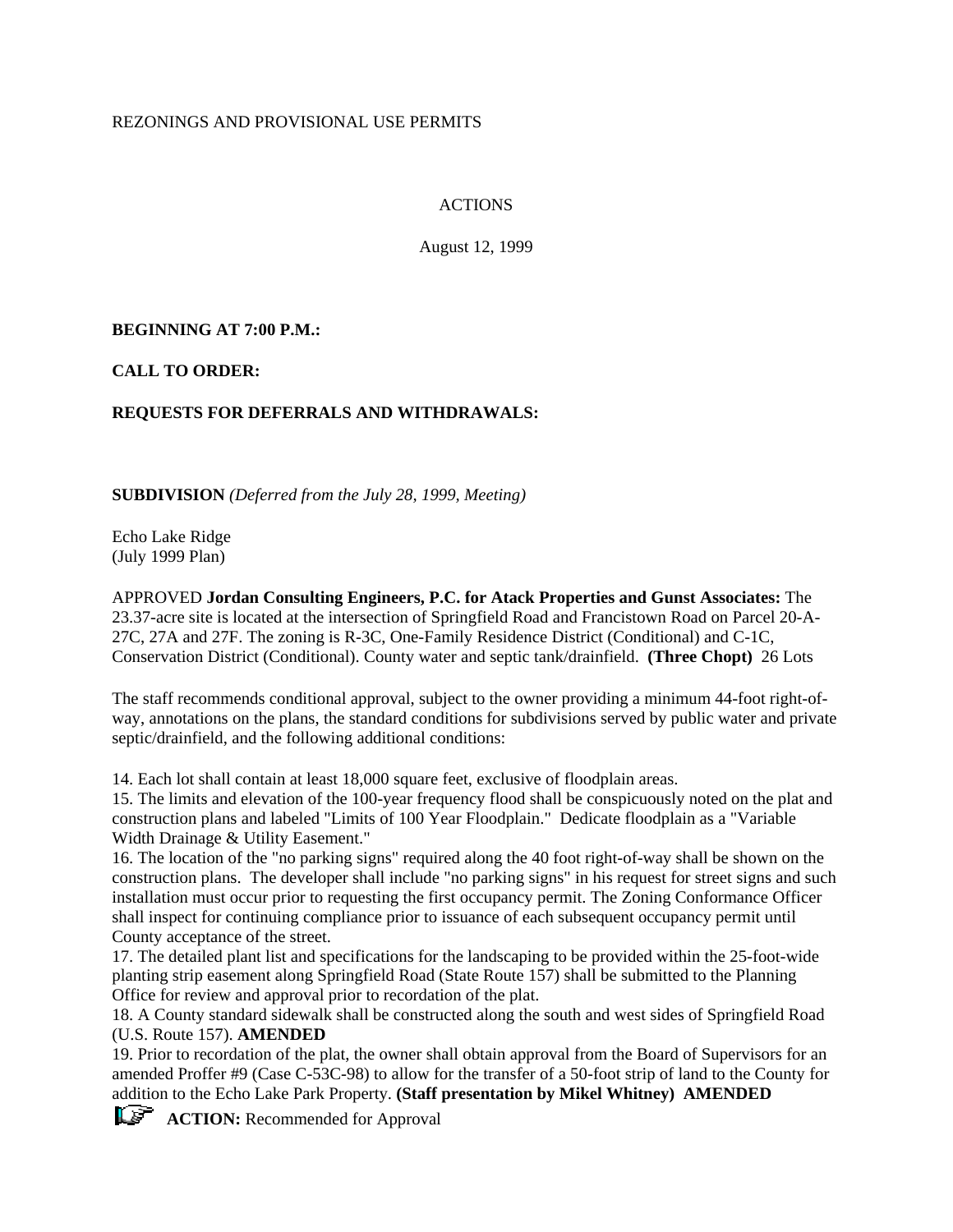REZONINGS AND PROVISIONAL USE PERMITS

ACTIONS

August 12, 1999

**BEGINNING AT 7:00 P.M.:**

**CALL TO ORDER:**

**REQUESTS FOR DEFERRALS AND WITHDRAWALS:**

**SUBDIVISION** *(Deferred from the July 28, 1999, Meeting)*

Echo Lake Ridge
(July 1999 Plan)

APPROVED **Jordan Consulting Engineers, P.C. for Atack Properties and Gunst Associates:** The 23.37-acre site is located at the intersection of Springfield Road and Francistown Road on Parcel 20-A-27C, 27A and 27F. The zoning is R-3C, One-Family Residence District (Conditional) and C-1C, Conservation District (Conditional). County water and septic tank/drainfield. **(Three Chopt)** 26 Lots

The staff recommends conditional approval, subject to the owner providing a minimum 44-foot right-of-way, annotations on the plans, the standard conditions for subdivisions served by public water and private septic/drainfield, and the following additional conditions:

14. Each lot shall contain at least 18,000 square feet, exclusive of floodplain areas.
15. The limits and elevation of the 100-year frequency flood shall be conspicuously noted on the plat and construction plans and labeled "Limits of 100 Year Floodplain." Dedicate floodplain as a "Variable Width Drainage & Utility Easement."
16. The location of the "no parking signs" required along the 40 foot right-of-way shall be shown on the construction plans. The developer shall include "no parking signs" in his request for street signs and such installation must occur prior to requesting the first occupancy permit. The Zoning Conformance Officer shall inspect for continuing compliance prior to issuance of each subsequent occupancy permit until County acceptance of the street.
17. The detailed plant list and specifications for the landscaping to be provided within the 25-foot-wide planting strip easement along Springfield Road (State Route 157) shall be submitted to the Planning Office for review and approval prior to recordation of the plat.
18. A County standard sidewalk shall be constructed along the south and west sides of Springfield Road (U.S. Route 157). **AMENDED**
19. Prior to recordation of the plat, the owner shall obtain approval from the Board of Supervisors for an amended Proffer #9 (Case C-53C-98) to allow for the transfer of a 50-foot strip of land to the County for addition to the Echo Lake Park Property. **(Staff presentation by Mikel Whitney) AMENDED**

**ACTION:** Recommended for Approval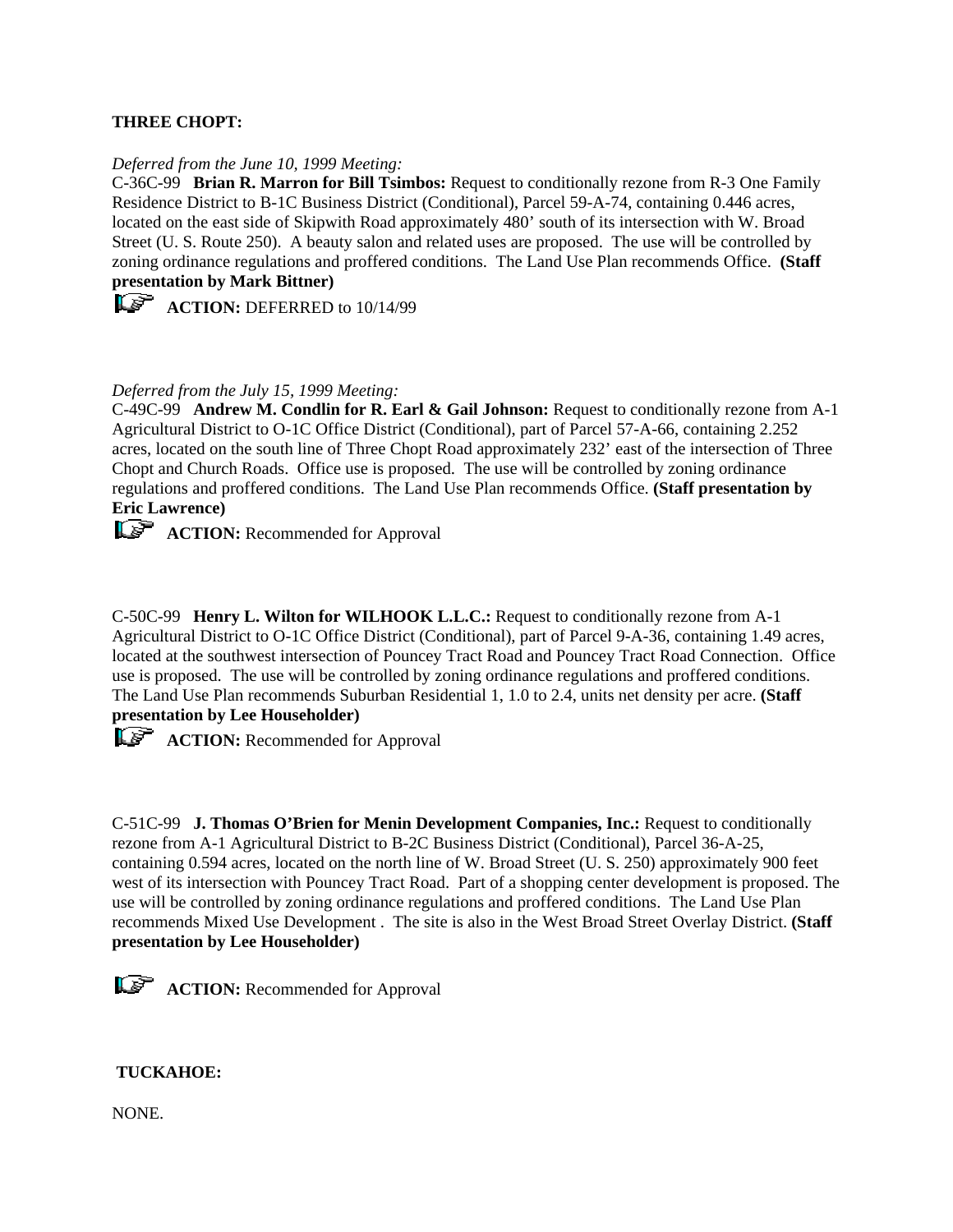**THREE CHOPT:**

*Deferred from the June 10, 1999 Meeting:*
C-36C-99 **Brian R. Marron for Bill Tsimbos:** Request to conditionally rezone from R-3 One Family Residence District to B-1C Business District (Conditional), Parcel 59-A-74, containing 0.446 acres, located on the east side of Skipwith Road approximately 480' south of its intersection with W. Broad Street (U. S. Route 250). A beauty salon and related uses are proposed. The use will be controlled by zoning ordinance regulations and proffered conditions. The Land Use Plan recommends Office. **(Staff presentation by Mark Bittner)**

**ACTION:** DEFERRED to 10/14/99

*Deferred from the July 15, 1999 Meeting:*
C-49C-99 **Andrew M. Condlin for R. Earl & Gail Johnson:** Request to conditionally rezone from A-1 Agricultural District to O-1C Office District (Conditional), part of Parcel 57-A-66, containing 2.252 acres, located on the south line of Three Chopt Road approximately 232' east of the intersection of Three Chopt and Church Roads. Office use is proposed. The use will be controlled by zoning ordinance regulations and proffered conditions. The Land Use Plan recommends Office. **(Staff presentation by Eric Lawrence)**

**ACTION:** Recommended for Approval

C-50C-99 **Henry L. Wilton for WILHOOK L.L.C.:** Request to conditionally rezone from A-1 Agricultural District to O-1C Office District (Conditional), part of Parcel 9-A-36, containing 1.49 acres, located at the southwest intersection of Pouncey Tract Road and Pouncey Tract Road Connection. Office use is proposed. The use will be controlled by zoning ordinance regulations and proffered conditions. The Land Use Plan recommends Suburban Residential 1, 1.0 to 2.4, units net density per acre. **(Staff presentation by Lee Householder)**

**ACTION:** Recommended for Approval

C-51C-99 **J. Thomas O'Brien for Menin Development Companies, Inc.:** Request to conditionally rezone from A-1 Agricultural District to B-2C Business District (Conditional), Parcel 36-A-25, containing 0.594 acres, located on the north line of W. Broad Street (U. S. 250) approximately 900 feet west of its intersection with Pouncey Tract Road. Part of a shopping center development is proposed. The use will be controlled by zoning ordinance regulations and proffered conditions. The Land Use Plan recommends Mixed Use Development . The site is also in the West Broad Street Overlay District. **(Staff presentation by Lee Householder)**

**ACTION:** Recommended for Approval

**TUCKAHOE:**

NONE.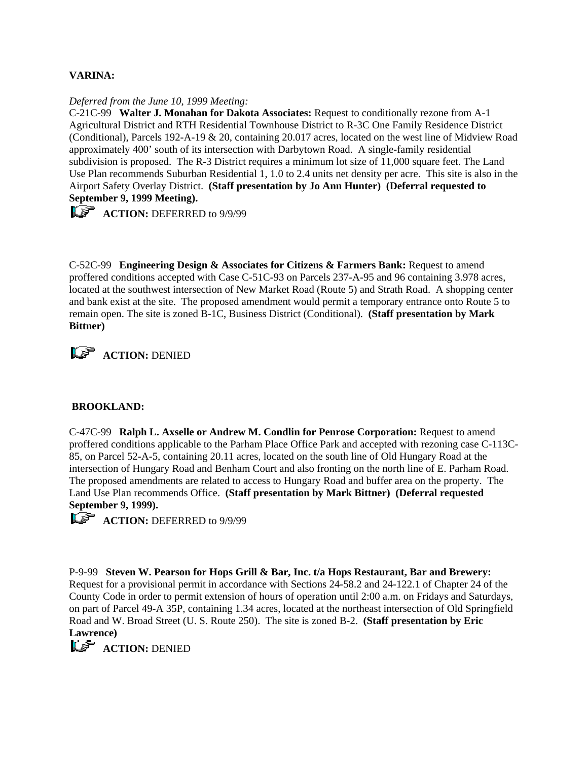**VARINA:**

*Deferred from the June 10, 1999 Meeting:*
C-21C-99 **Walter J. Monahan for Dakota Associates:** Request to conditionally rezone from A-1 Agricultural District and RTH Residential Townhouse District to R-3C One Family Residence District (Conditional), Parcels 192-A-19 & 20, containing 20.017 acres, located on the west line of Midview Road approximately 400' south of its intersection with Darbytown Road. A single-family residential subdivision is proposed. The R-3 District requires a minimum lot size of 11,000 square feet. The Land Use Plan recommends Suburban Residential 1, 1.0 to 2.4 units net density per acre. This site is also in the Airport Safety Overlay District. **(Staff presentation by Jo Ann Hunter) (Deferral requested to September 9, 1999 Meeting).**

**ACTION:** DEFERRED to 9/9/99

C-52C-99 **Engineering Design & Associates for Citizens & Farmers Bank:** Request to amend proffered conditions accepted with Case C-51C-93 on Parcels 237-A-95 and 96 containing 3.978 acres, located at the southwest intersection of New Market Road (Route 5) and Strath Road. A shopping center and bank exist at the site. The proposed amendment would permit a temporary entrance onto Route 5 to remain open. The site is zoned B-1C, Business District (Conditional). **(Staff presentation by Mark Bittner)**

**ACTION:** DENIED

**BROOKLAND:**

C-47C-99 **Ralph L. Axselle or Andrew M. Condlin for Penrose Corporation:** Request to amend proffered conditions applicable to the Parham Place Office Park and accepted with rezoning case C-113C-85, on Parcel 52-A-5, containing 20.11 acres, located on the south line of Old Hungary Road at the intersection of Hungary Road and Benham Court and also fronting on the north line of E. Parham Road. The proposed amendments are related to access to Hungary Road and buffer area on the property. The Land Use Plan recommends Office. **(Staff presentation by Mark Bittner) (Deferral requested September 9, 1999).**

**ACTION:** DEFERRED to 9/9/99

P-9-99 **Steven W. Pearson for Hops Grill & Bar, Inc. t/a Hops Restaurant, Bar and Brewery:** Request for a provisional permit in accordance with Sections 24-58.2 and 24-122.1 of Chapter 24 of the County Code in order to permit extension of hours of operation until 2:00 a.m. on Fridays and Saturdays, on part of Parcel 49-A 35P, containing 1.34 acres, located at the northeast intersection of Old Springfield Road and W. Broad Street (U. S. Route 250). The site is zoned B-2. **(Staff presentation by Eric Lawrence)**

**ACTION:** DENIED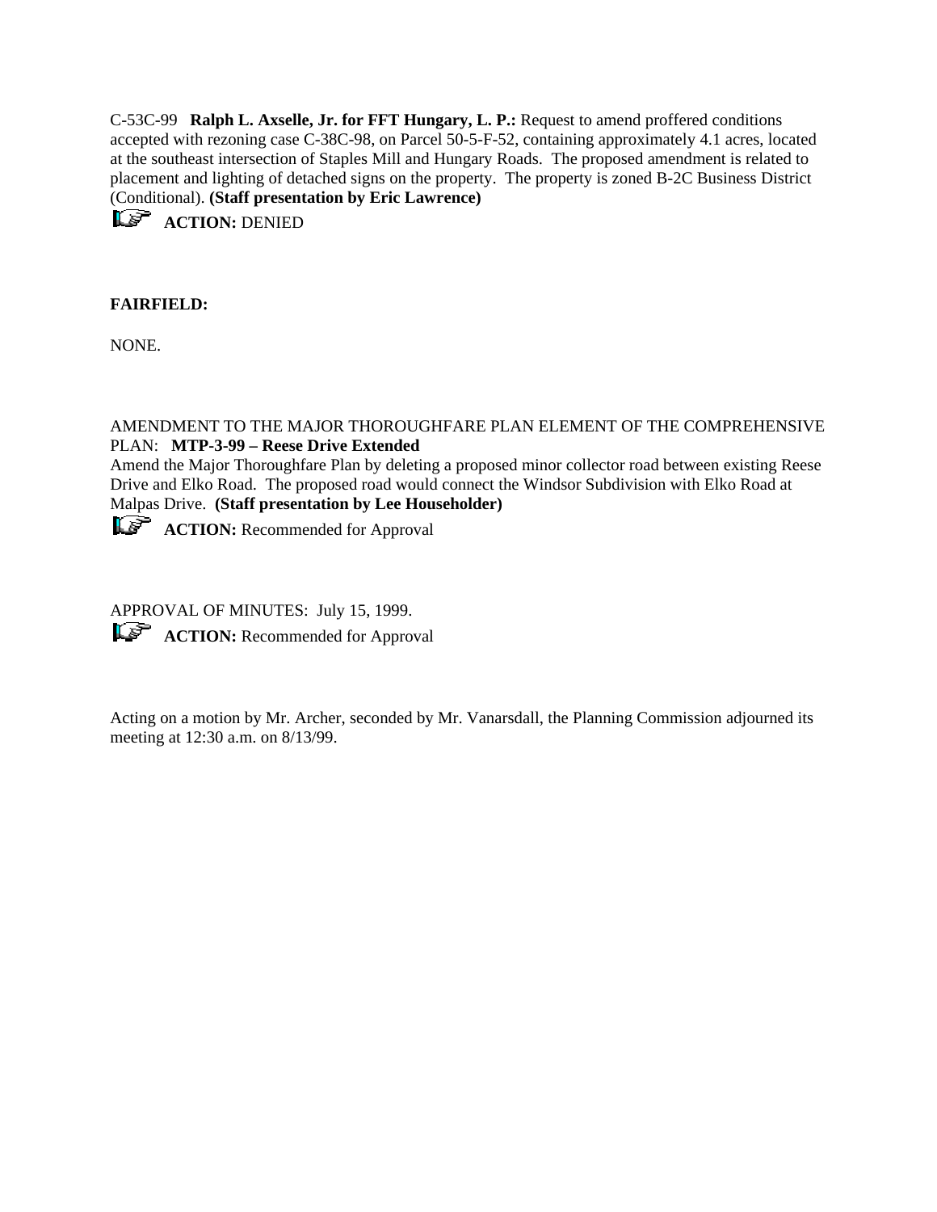C-53C-99 **Ralph L. Axselle, Jr. for FFT Hungary, L. P.:** Request to amend proffered conditions accepted with rezoning case C-38C-98, on Parcel 50-5-F-52, containing approximately 4.1 acres, located at the southeast intersection of Staples Mill and Hungary Roads. The proposed amendment is related to placement and lighting of detached signs on the property. The property is zoned B-2C Business District (Conditional). **(Staff presentation by Eric Lawrence)**

☞ **ACTION:** DENIED

**FAIRFIELD:**

NONE.

AMENDMENT TO THE MAJOR THOROUGHFARE PLAN ELEMENT OF THE COMPREHENSIVE PLAN: **MTP-3-99 – Reese Drive Extended**

Amend the Major Thoroughfare Plan by deleting a proposed minor collector road between existing Reese Drive and Elko Road. The proposed road would connect the Windsor Subdivision with Elko Road at Malpas Drive. **(Staff presentation by Lee Householder)**

☞ **ACTION:** Recommended for Approval

APPROVAL OF MINUTES: July 15, 1999.

☞ **ACTION:** Recommended for Approval

Acting on a motion by Mr. Archer, seconded by Mr. Vanarsdall, the Planning Commission adjourned its meeting at 12:30 a.m. on 8/13/99.